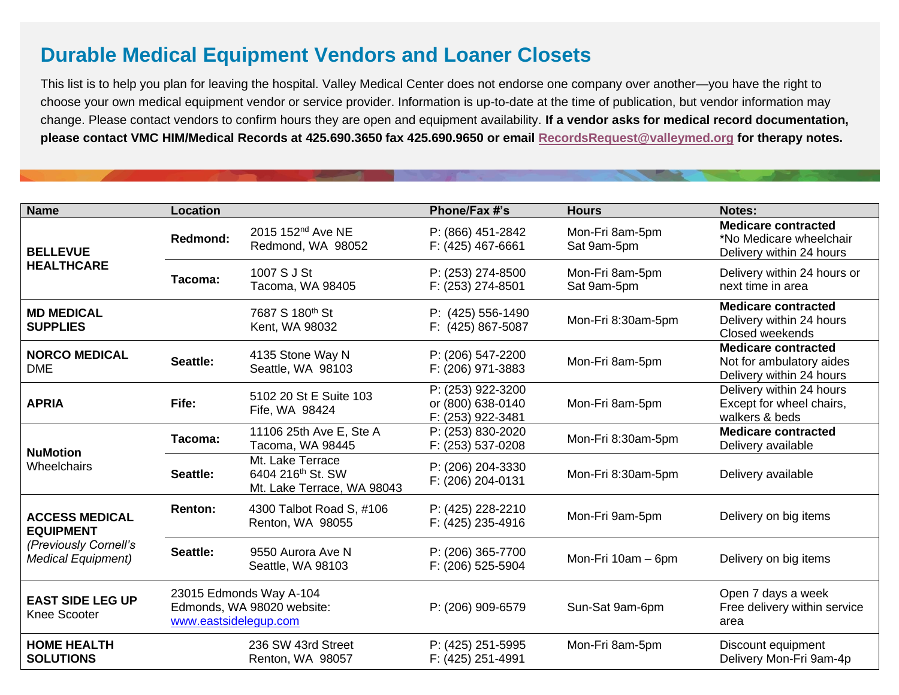# Durable Medical Equipment Vendors and Loaner Closets

This list is to help you plan for leaving the hospital. Valley Medical Center does not endorse one company over another—you have the right to choose your own medical equipment vendor or service provider. Information is up-to-date at the time of publication, but vendor information may change. Please contact vendors to confirm hours they are open and equipment availability. **If a vendor asks for medical record documentation, please contact VMC HIM/Medical Records at 425.690.3650 fax 425.690.9650 or email [RecordsRequest@valleymed.org](mailto:RecordsRequest@valleymed.org) for therapy notes.**

| Name | Location | | Phone/Fax #'s | Hours | Notes: |
|---|---|---|---|---|---|
| **BELLEVUE HEALTHCARE** | **Redmond:** | 2015 152nd Ave NE<br>Redmond, WA 98052 | P: (866) 451-2842<br>F: (425) 467-6661 | Mon-Fri 8am-5pm<br>Sat 9am-5pm | **Medicare contracted**<br>*No Medicare wheelchair<br>Delivery within 24 hours |
| | **Tacoma:** | 1007 S J St<br>Tacoma, WA 98405 | P: (253) 274-8500<br>F: (253) 274-8501 | Mon-Fri 8am-5pm<br>Sat 9am-5pm | Delivery within 24 hours or next time in area |
| **MD MEDICAL SUPPLIES** | | 7687 S 180th St<br>Kent, WA 98032 | P: (425) 556-1490<br>F: (425) 867-5087 | Mon-Fri 8:30am-5pm | **Medicare contracted**<br>Delivery within 24 hours<br>Closed weekends |
| **NORCO MEDICAL** DME | **Seattle:** | 4135 Stone Way N<br>Seattle, WA 98103 | P: (206) 547-2200<br>F: (206) 971-3883 | Mon-Fri 8am-5pm | **Medicare contracted**<br>Not for ambulatory aides<br>Delivery within 24 hours |
| **APRIA** | **Fife:** | 5102 20 St E Suite 103<br>Fife, WA 98424 | P: (253) 922-3200<br>or (800) 638-0140<br>F: (253) 922-3481 | Mon-Fri 8am-5pm | Delivery within 24 hours<br>Except for wheel chairs, walkers & beds |
| **NuMotion** Wheelchairs | **Tacoma:** | 11106 25th Ave E, Ste A<br>Tacoma, WA 98445 | P: (253) 830-2020<br>F: (253) 537-0208 | Mon-Fri 8:30am-5pm | **Medicare contracted**<br>Delivery available |
| | **Seattle:** | Mt. Lake Terrace<br>6404 216th St. SW<br>Mt. Lake Terrace, WA 98043 | P: (206) 204-3330<br>F: (206) 204-0131 | Mon-Fri 8:30am-5pm | Delivery available |
| **ACCESS MEDICAL EQUIPMENT** *(Previously Cornell's Medical Equipment)* | **Renton:** | 4300 Talbot Road S, #106<br>Renton, WA 98055 | P: (425) 228-2210<br>F: (425) 235-4916 | Mon-Fri 9am-5pm | Delivery on big items |
| | **Seattle:** | 9550 Aurora Ave N<br>Seattle, WA 98103 | P: (206) 365-7700<br>F: (206) 525-5904 | Mon-Fri 10am – 6pm | Delivery on big items |
| **EAST SIDE LEG UP** Knee Scooter | 23015 Edmonds Way A-104<br>Edmonds, WA 98020 website:<br>[www.eastsidelegup.com](http://www.eastsidelegup.com) | | P: (206) 909-6579 | Sun-Sat 9am-6pm | Open 7 days a week<br>Free delivery within service area |
| **HOME HEALTH SOLUTIONS** | | 236 SW 43rd Street<br>Renton, WA 98057 | P: (425) 251-5995<br>F: (425) 251-4991 | Mon-Fri 8am-5pm | Discount equipment<br>Delivery Mon-Fri 9am-4p |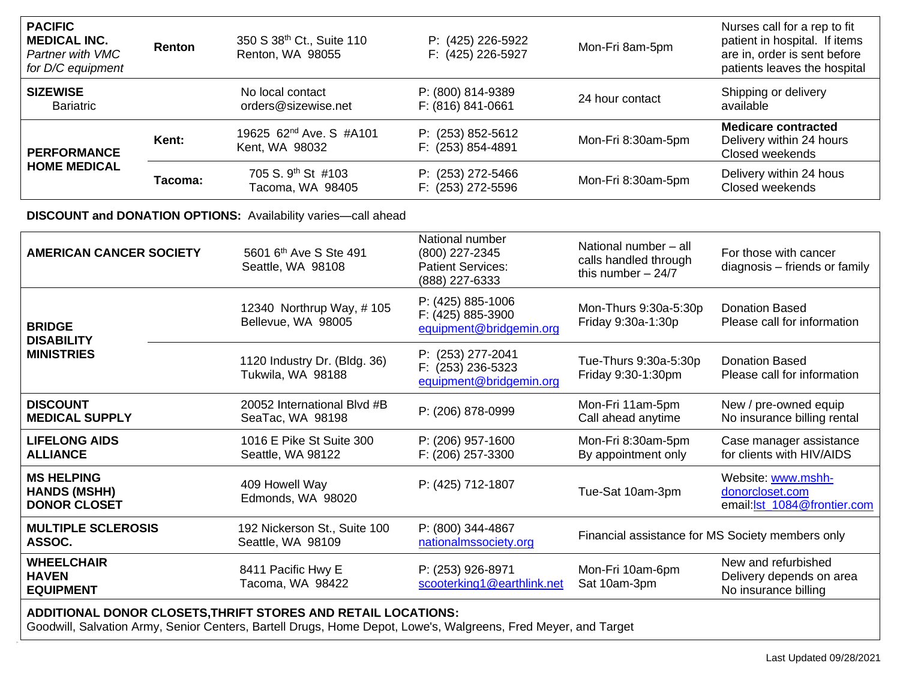| | | | | | |
|---|---|---|---|---|---|
| **PACIFIC MEDICAL INC.** *Partner with VMC for D/C equipment* | **Renton** | 350 S 38th Ct., Suite 110 Renton, WA 98055 | P: (425) 226-5922 F: (425) 226-5927 | Mon-Fri 8am-5pm | Nurses call for a rep to fit patient in hospital. If items are in, order is sent before patients leaves the hospital |
| **SIZEWISE** Bariatric | | No local contact orders@sizewise.net | P: (800) 814-9389 F: (816) 841-0661 | 24 hour contact | Shipping or delivery available |
| **PERFORMANCE HOME MEDICAL** | **Kent:** | 19625 62nd Ave. S #A101 Kent, WA 98032 | P: (253) 852-5612 F: (253) 854-4891 | Mon-Fri 8:30am-5pm | **Medicare contracted** Delivery within 24 hours Closed weekends |
| | **Tacoma:** | 705 S. 9th St #103 Tacoma, WA 98405 | P: (253) 272-5466 F: (253) 272-5596 | Mon-Fri 8:30am-5pm | Delivery within 24 hous Closed weekends |

**DISCOUNT and DONATION OPTIONS:** Availability varies—call ahead

| | | | | |
|---|---|---|---|---|
| **AMERICAN CANCER SOCIETY** | 5601 6th Ave S Ste 491 Seattle, WA 98108 | National number (800) 227-2345 Patient Services: (888) 227-6333 | National number – all calls handled through this number – 24/7 | For those with cancer diagnosis – friends or family |
| **BRIDGE DISABILITY MINISTRIES** | 12340 Northrup Way, # 105 Bellevue, WA 98005 | P: (425) 885-1006 F: (425) 885-3900 equipment@bridgemin.org | Mon-Thurs 9:30a-5:30p Friday 9:30a-1:30p | Donation Based Please call for information |
| | 1120 Industry Dr. (Bldg. 36) Tukwila, WA 98188 | P: (253) 277-2041 F: (253) 236-5323 equipment@bridgemin.org | Tue-Thurs 9:30a-5:30p Friday 9:30-1:30pm | Donation Based Please call for information |
| **DISCOUNT MEDICAL SUPPLY** | 20052 International Blvd #B SeaTac, WA 98198 | P: (206) 878-0999 | Mon-Fri 11am-5pm Call ahead anytime | New / pre-owned equip No insurance billing rental |
| **LIFELONG AIDS ALLIANCE** | 1016 E Pike St Suite 300 Seattle, WA 98122 | P: (206) 957-1600 F: (206) 257-3300 | Mon-Fri 8:30am-5pm By appointment only | Case manager assistance for clients with HIV/AIDS |
| **MS HELPING HANDS (MSHH) DONOR CLOSET** | 409 Howell Way Edmonds, WA 98020 | P: (425) 712-1807 | Tue-Sat 10am-3pm | Website: www.mshh-donorcloset.com email:lst_1084@frontier.com |
| **MULTIPLE SCLEROSIS ASSOC.** | 192 Nickerson St., Suite 100 Seattle, WA 98109 | P: (800) 344-4867 nationalmssociety.org | Financial assistance for MS Society members only | |
| **WHEELCHAIR HAVEN EQUIPMENT** | 8411 Pacific Hwy E Tacoma, WA 98422 | P: (253) 926-8971 scooterking1@earthlink.net | Mon-Fri 10am-6pm Sat 10am-3pm | New and refurbished Delivery depends on area No insurance billing |

**ADDITIONAL DONOR CLOSETS,THRIFT STORES AND RETAIL LOCATIONS:**
Goodwill, Salvation Army, Senior Centers, Bartell Drugs, Home Depot, Lowe's, Walgreens, Fred Meyer, and Target

Last Updated 09/28/2021